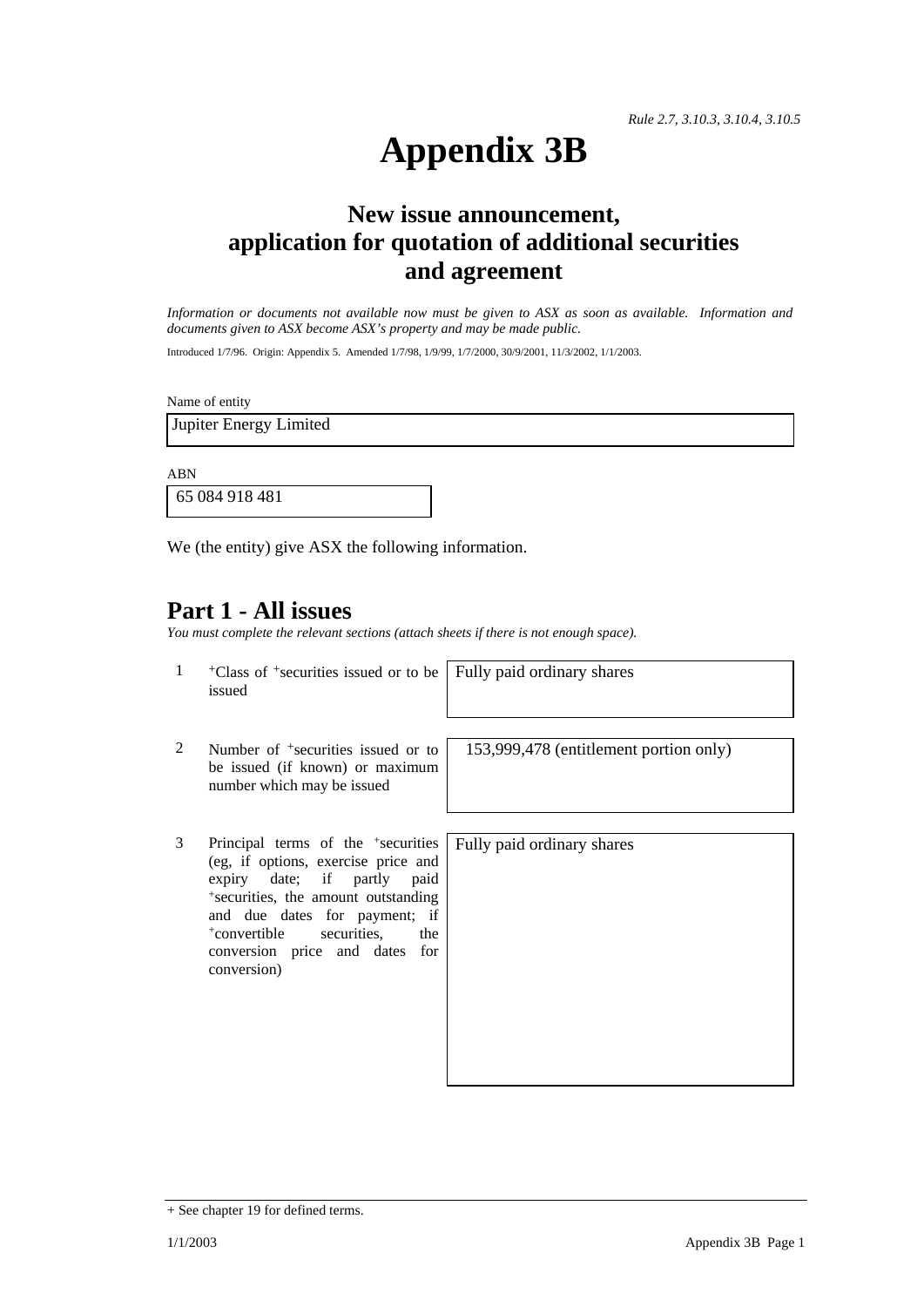*Rule 2.7, 3.10.3, 3.10.4, 3.10.5*

# Appendix 3B

## New issue announcement, application for quotation of additional securities and agreement

*Information or documents not available now must be given to ASX as soon as available. Information and documents given to ASX become ASX's property and may be made public.*

Introduced 1/7/96. Origin: Appendix 5. Amended 1/7/98, 1/9/99, 1/7/2000, 30/9/2001, 11/3/2002, 1/1/2003.

Name of entity

Jupiter Energy Limited

ABN

65 084 918 481

We (the entity) give ASX the following information.

## Part 1 - All issues

*You must complete the relevant sections (attach sheets if there is not enough space).*

| | | |
|---|---|---|
| 1 | +Class of +securities issued or to be issued | Fully paid ordinary shares |
| 2 | Number of +securities issued or to be issued (if known) or maximum number which may be issued | 153,999,478 (entitlement portion only) |
| 3 | Principal terms of the +securities (eg, if options, exercise price and expiry date; if partly paid +securities, the amount outstanding and due dates for payment; if +convertible securities, the conversion price and dates for conversion) | Fully paid ordinary shares |

+ See chapter 19 for defined terms.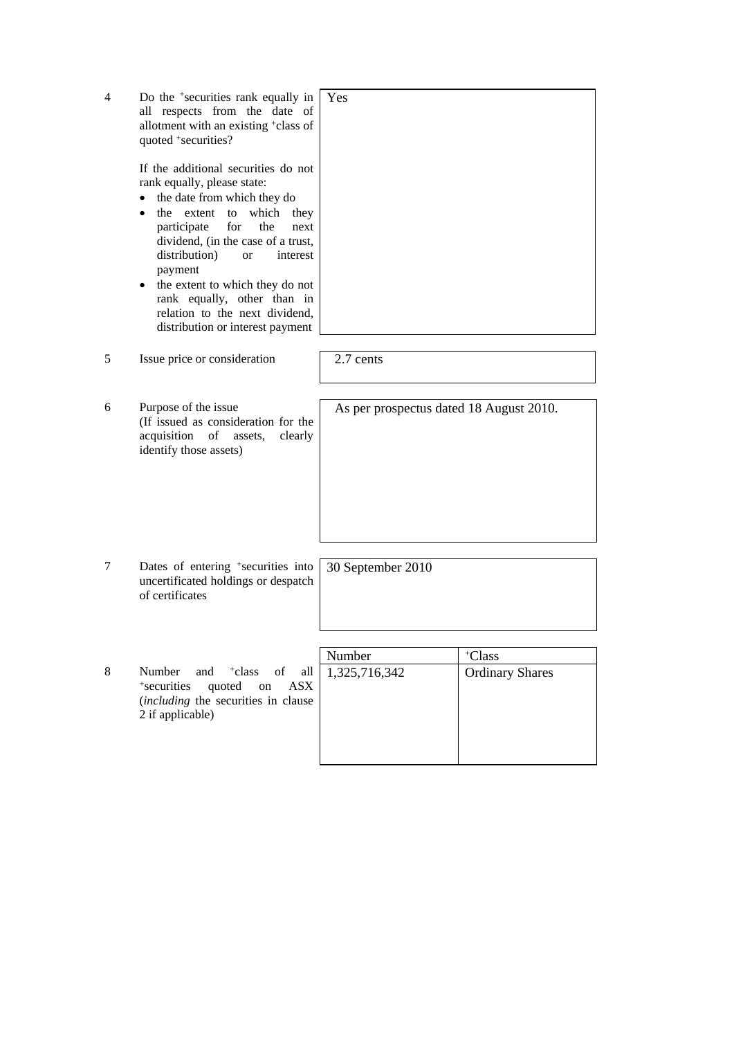| | | |
|---|---|---|
| 4 | Do the +securities rank equally in all respects from the date of allotment with an existing +class of quoted +securities?<br><br>If the additional securities do not rank equally, please state:<br>• the date from which they do<br>• the extent to which they participate for the next dividend, (in the case of a trust, distribution) or interest payment<br>• the extent to which they do not rank equally, other than in relation to the next dividend, distribution or interest payment | Yes |
| 5 | Issue price or consideration | 2.7 cents |
| 6 | Purpose of the issue<br>(If issued as consideration for the acquisition of assets, clearly identify those assets) | As per prospectus dated 18 August 2010. |
| 7 | Dates of entering +securities into uncertificated holdings or despatch of certificates | 30 September 2010 |

| | | Number | +Class |
|---|---|---|---|
| 8 | Number and +class of all +securities quoted on ASX (*including* the securities in clause 2 if applicable) | 1,325,716,342 | Ordinary Shares |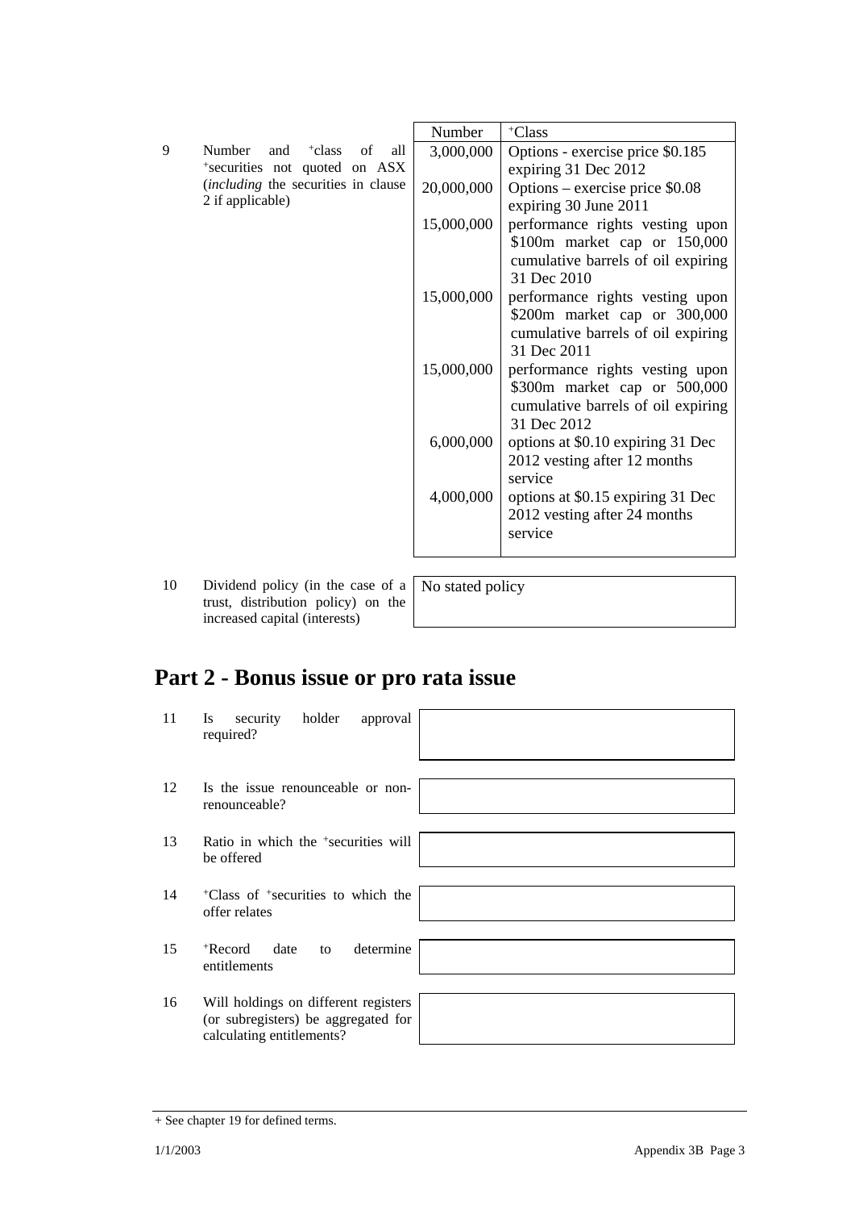| | | Number | +Class |
|---|---|---|---|
| 9 | Number and +class of all +securities not quoted on ASX (*including* the securities in clause 2 if applicable) | 3,000,000 | Options - exercise price $0.185 expiring 31 Dec 2012 |
| | | 20,000,000 | Options – exercise price $0.08 expiring 30 June 2011 |
| | | 15,000,000 | performance rights vesting upon $100m market cap or 150,000 cumulative barrels of oil expiring 31 Dec 2010 |
| | | 15,000,000 | performance rights vesting upon $200m market cap or 300,000 cumulative barrels of oil expiring 31 Dec 2011 |
| | | 15,000,000 | performance rights vesting upon $300m market cap or 500,000 cumulative barrels of oil expiring 31 Dec 2012 |
| | | 6,000,000 | options at $0.10 expiring 31 Dec 2012 vesting after 12 months service |
| | | 4,000,000 | options at $0.15 expiring 31 Dec 2012 vesting after 24 months service |

| | | |
|---|---|---|
| 10 | Dividend policy (in the case of a trust, distribution policy) on the increased capital (interests) | No stated policy |

# Part 2 - Bonus issue or pro rata issue

| | | |
|---|---|---|
| 11 | Is security holder approval required? | |
| 12 | Is the issue renounceable or non-renounceable? | |
| 13 | Ratio in which the +securities will be offered | |
| 14 | +Class of +securities to which the offer relates | |
| 15 | +Record date to determine entitlements | |
| 16 | Will holdings on different registers (or subregisters) be aggregated for calculating entitlements? | |

+ See chapter 19 for defined terms.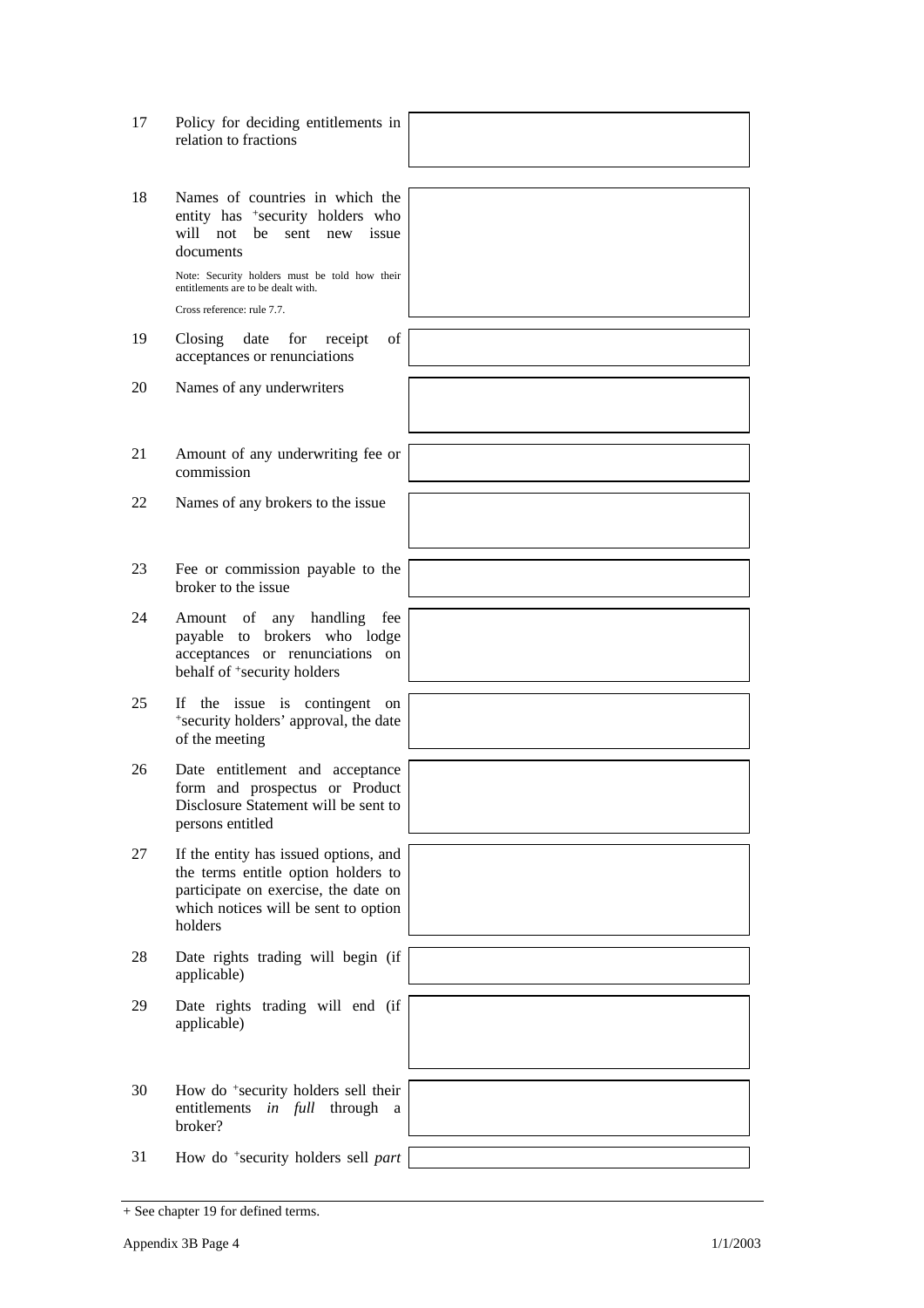| | | |
|---|---|---|
| 17 | Policy for deciding entitlements in relation to fractions | |
| 18 | Names of countries in which the entity has +security holders who will not be sent new issue documents<br><br>Note: Security holders must be told how their entitlements are to be dealt with.<br><br>Cross reference: rule 7.7. | |
| 19 | Closing date for receipt of acceptances or renunciations | |
| 20 | Names of any underwriters | |
| 21 | Amount of any underwriting fee or commission | |
| 22 | Names of any brokers to the issue | |
| 23 | Fee or commission payable to the broker to the issue | |
| 24 | Amount of any handling fee payable to brokers who lodge acceptances or renunciations on behalf of +security holders | |
| 25 | If the issue is contingent on +security holders' approval, the date of the meeting | |
| 26 | Date entitlement and acceptance form and prospectus or Product Disclosure Statement will be sent to persons entitled | |
| 27 | If the entity has issued options, and the terms entitle option holders to participate on exercise, the date on which notices will be sent to option holders | |
| 28 | Date rights trading will begin (if applicable) | |
| 29 | Date rights trading will end (if applicable) | |
| 30 | How do +security holders sell their entitlements *in full* through a broker? | |
| 31 | How do +security holders sell *part* | |

+ See chapter 19 for defined terms.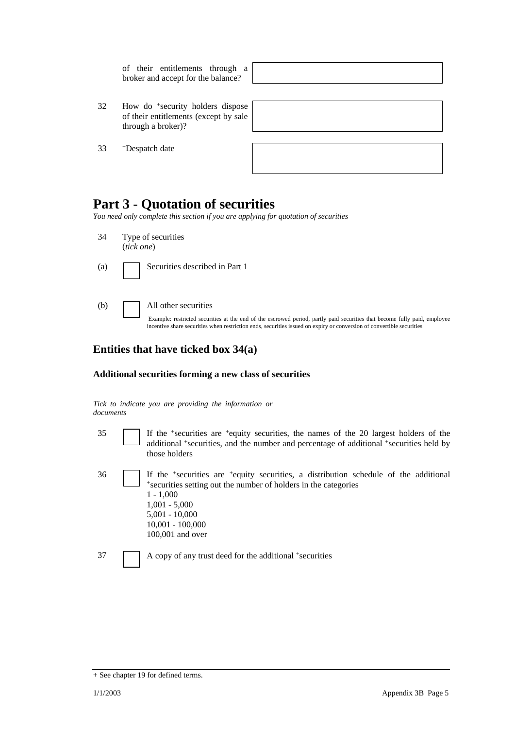of their entitlements through a broker and accept for the balance?

32 How do +security holders dispose of their entitlements (except by sale through a broker)?

33 +Despatch date

# Part 3 - Quotation of securities

*You need only complete this section if you are applying for quotation of securities*

34 Type of securities
(*tick one*)

(a) ☐ Securities described in Part 1

(b) ☐ All other securities

Example: restricted securities at the end of the escrowed period, partly paid securities that become fully paid, employee incentive share securities when restriction ends, securities issued on expiry or conversion of convertible securities

## Entities that have ticked box 34(a)

### Additional securities forming a new class of securities

*Tick to indicate you are providing the information or documents*

35 ☐ If the +securities are +equity securities, the names of the 20 largest holders of the additional +securities, and the number and percentage of additional +securities held by those holders

36 ☐ If the +securities are +equity securities, a distribution schedule of the additional +securities setting out the number of holders in the categories
1 - 1,000
1,001 - 5,000
5,001 - 10,000
10,001 - 100,000
100,001 and over

37 ☐ A copy of any trust deed for the additional +securities

+ See chapter 19 for defined terms.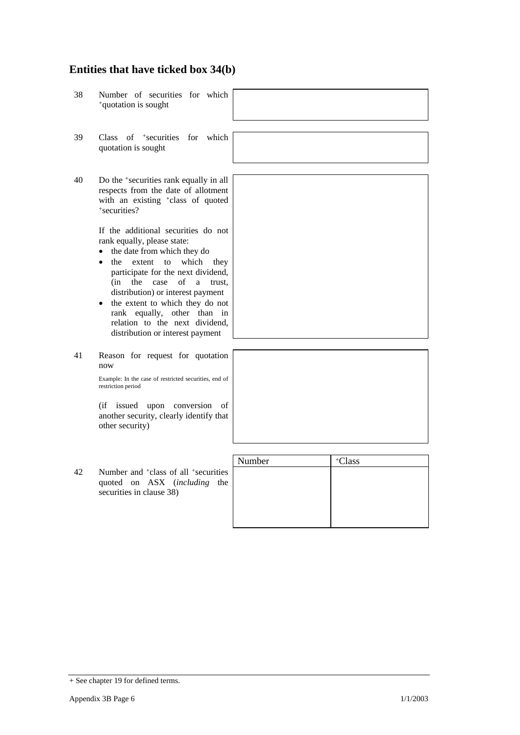## Entities that have ticked box 34(b)

| | | |
|---|---|---|
| 38 | Number of securities for which +quotation is sought | |
| 39 | Class of +securities for which quotation is sought | |
| 40 | Do the +securities rank equally in all respects from the date of allotment with an existing +class of quoted +securities?<br><br>If the additional securities do not rank equally, please state:<br>• the date from which they do<br>• the extent to which they participate for the next dividend, (in the case of a trust, distribution) or interest payment<br>• the extent to which they do not rank equally, other than in relation to the next dividend, distribution or interest payment | |
| 41 | Reason for request for quotation now<br><br>Example: In the case of restricted securities, end of restriction period<br><br>(if issued upon conversion of another security, clearly identify that other security) | |

42 Number and +class of all +securities quoted on ASX (*including* the securities in clause 38)

| Number | +Class |
|---|---|
| | |

+ See chapter 19 for defined terms.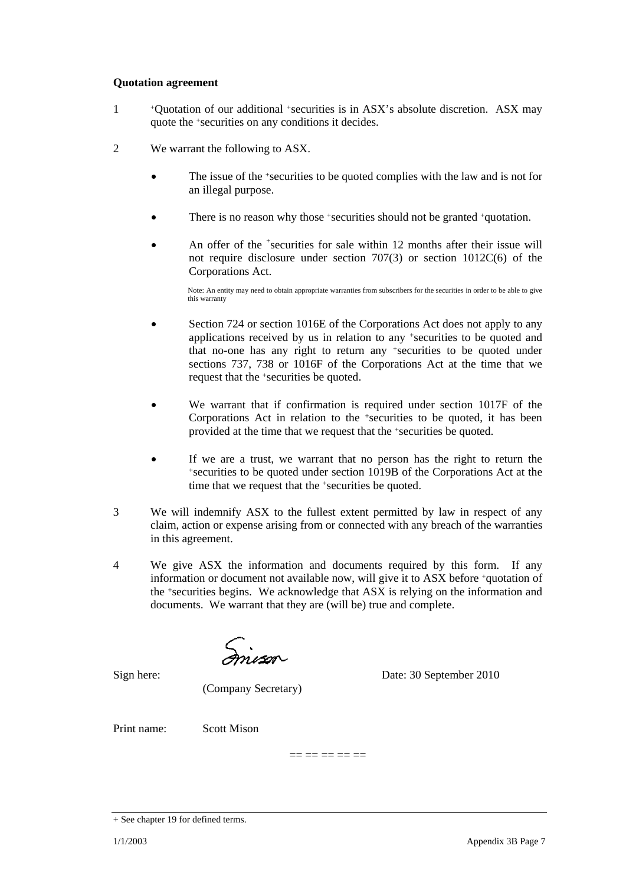**Quotation agreement**

1 +Quotation of our additional +securities is in ASX's absolute discretion. ASX may quote the +securities on any conditions it decides.

2 We warrant the following to ASX.

- The issue of the +securities to be quoted complies with the law and is not for an illegal purpose.

- There is no reason why those +securities should not be granted +quotation.

- An offer of the +securities for sale within 12 months after their issue will not require disclosure under section 707(3) or section 1012C(6) of the Corporations Act.

  Note: An entity may need to obtain appropriate warranties from subscribers for the securities in order to be able to give this warranty

- Section 724 or section 1016E of the Corporations Act does not apply to any applications received by us in relation to any +securities to be quoted and that no-one has any right to return any +securities to be quoted under sections 737, 738 or 1016F of the Corporations Act at the time that we request that the +securities be quoted.

- We warrant that if confirmation is required under section 1017F of the Corporations Act in relation to the +securities to be quoted, it has been provided at the time that we request that the +securities be quoted.

- If we are a trust, we warrant that no person has the right to return the +securities to be quoted under section 1019B of the Corporations Act at the time that we request that the +securities be quoted.

3 We will indemnify ASX to the fullest extent permitted by law in respect of any claim, action or expense arising from or connected with any breach of the warranties in this agreement.

4 We give ASX the information and documents required by this form. If any information or document not available now, will give it to ASX before +quotation of the +securities begins. We acknowledge that ASX is relying on the information and documents. We warrant that they are (will be) true and complete.

Sign here: (Company Secretary) Date: 30 September 2010

Print name: Scott Mison

== == == == ==

+ See chapter 19 for defined terms.